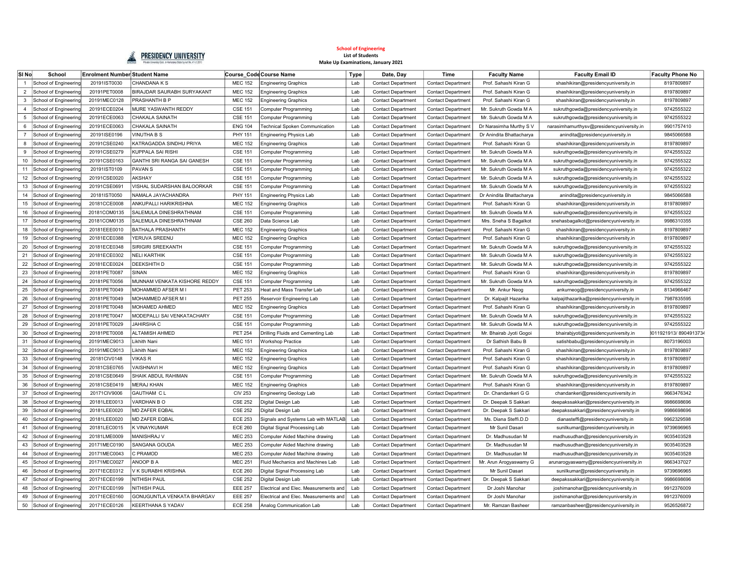**PRESIDENCY UNIVERSITY**
Private University Estd. in Karnataka State by Act No. 41 of 2013

**School of Engineering**
**List of Students**
**Make Up Examinations, January 2021**

| Sl No | School | Enrolment Number | Student Name | Course_Code | Course Name | Type | Date, Day | Time | Faculty Name | Faculty Email ID | Faculty Phone No |
|---|---|---|---|---|---|---|---|---|---|---|---|
| 1 | School of Engineering | 20191IST0030 | CHANDANA K S | MEC 152 | Engineering Graphics | Lab | Contact Department | Contact Department | Prof. Sahashi Kiran G | shashikiran@presidencyuniversity.in | 8197809897 |
| 2 | School of Engineering | 20191PET0008 | BIRAJDAR SAURABH SURYAKANT | MEC 152 | Engineering Graphics | Lab | Contact Department | Contact Department | Prof. Sahashi Kiran G | shashikiran@presidencyuniversity.in | 8197809897 |
| 3 | School of Engineering | 20191MEC0128 | PRASHANTH B P | MEC 152 | Engineering Graphics | Lab | Contact Department | Contact Department | Prof. Sahashi Kiran G | shashikiran@presidencyuniversity.in | 8197809897 |
| 4 | School of Engineering | 20191ECE0204 | MURE YASWANTH REDDY | CSE 151 | Computer Programming | Lab | Contact Department | Contact Department | Mr. Sukruth Gowda M A | sukruthgowda@presidencyuniversity.in | 9742555322 |
| 5 | School of Engineering | 20191ECE0063 | CHAKALA SAINATH | CSE 151 | Computer Programming | Lab | Contact Department | Contact Department | Mr. Sukruth Gowda M A | sukruthgowda@presidencyuniversity.in | 9742555322 |
| 6 | School of Engineering | 20191ECE0063 | CHAKALA SAINATH | ENG 104 | Technical Spoken Communication | Lab | Contact Department | Contact Department | Dr Narasimha Murthy S V | narasimhamurthysv@presidencyuniversity.in | 9901757410 |
| 7 | School of Engineering | 20191ISE0196 | VINUTHA B S | PHY 151 | Engineering Physics Lab | Lab | Contact Department | Contact Department | Dr Anindita Bhattacharya | anindita@presidencyuniversity.in | 9845066588 |
| 8 | School of Engineering | 20191CSE0240 | KATRAGADDA SINDHU PRIYA | MEC 152 | Engineering Graphics | Lab | Contact Department | Contact Department | Prof. Sahashi Kiran G | shashikiran@presidencyuniversity.in | 8197809897 |
| 9 | School of Engineering | 20191CSE0279 | KUPPALA SAI RISHI | CSE 151 | Computer Programming | Lab | Contact Department | Contact Department | Mr. Sukruth Gowda M A | sukruthgowda@presidencyuniversity.in | 9742555322 |
| 10 | School of Engineering | 20191CSE0163 | GANTHI SRI RANGA SAI GANESH | CSE 151 | Computer Programming | Lab | Contact Department | Contact Department | Mr. Sukruth Gowda M A | sukruthgowda@presidencyuniversity.in | 9742555322 |
| 11 | School of Engineering | 20191IST0109 | PAVAN S | CSE 151 | Computer Programming | Lab | Contact Department | Contact Department | Mr. Sukruth Gowda M A | sukruthgowda@presidencyuniversity.in | 9742555322 |
| 12 | School of Engineering | 20191CSE0020 | AKSHAY | CSE 151 | Computer Programming | Lab | Contact Department | Contact Department | Mr. Sukruth Gowda M A | sukruthgowda@presidencyuniversity.in | 9742555322 |
| 13 | School of Engineering | 20191CSE0691 | VISHAL SUDARSHAN BALOORKAR | CSE 151 | Computer Programming | Lab | Contact Department | Contact Department | Mr. Sukruth Gowda M A | sukruthgowda@presidencyuniversity.in | 9742555322 |
| 14 | School of Engineering | 20181IST0050 | NAMALA JAYACHANDRA | PHY 151 | Engineering Physics Lab | Lab | Contact Department | Contact Department | Dr Anindita Bhattacharya | anindita@presidencyuniversity.in | 9845066588 |
| 15 | School of Engineering | 20181CCE0008 | ANKUPALLI HARIKRISHNA | MEC 152 | Engineering Graphics | Lab | Contact Department | Contact Department | Prof. Sahashi Kiran G | shashikiran@presidencyuniversity.in | 8197809897 |
| 16 | School of Engineering | 20181COM0135 | SALEMULA DINESHRATHNAM | CSE 151 | Computer Programming | Lab | Contact Department | Contact Department | Mr. Sukruth Gowda M A | sukruthgowda@presidencyuniversity.in | 9742555322 |
| 17 | School of Engineering | 20181COM0135 | SALEMULA DINESHRATHNAM | CSE 260 | Data Science Lab | Lab | Contact Department | Contact Department | Mrs. Sneha S Bagalkot | snehasbagalkot@presidencyuniversity.in | 9986310355 |
| 18 | School of Engineering | 20181EEE0010 | BATHALA PRASHANTH | MEC 152 | Engineering Graphics | Lab | Contact Department | Contact Department | Prof. Sahashi Kiran G | shashikiran@presidencyuniversity.in | 8197809897 |
| 19 | School of Engineering | 20181ECE0388 | YERUVA SREENU | MEC 152 | Engineering Graphics | Lab | Contact Department | Contact Department | Prof. Sahashi Kiran G | shashikiran@presidencyuniversity.in | 8197809897 |
| 20 | School of Engineering | 20181ECE0348 | SIRIGIRI SREEKANTH | CSE 151 | Computer Programming | Lab | Contact Department | Contact Department | Mr. Sukruth Gowda M A | sukruthgowda@presidencyuniversity.in | 9742555322 |
| 21 | School of Engineering | 20181ECE0302 | NELI KARTHIK | CSE 151 | Computer Programming | Lab | Contact Department | Contact Department | Mr. Sukruth Gowda M A | sukruthgowda@presidencyuniversity.in | 9742555322 |
| 22 | School of Engineering | 20181ECE0024 | DEEKSHITH D | CSE 151 | Computer Programming | Lab | Contact Department | Contact Department | Mr. Sukruth Gowda M A | sukruthgowda@presidencyuniversity.in | 9742555322 |
| 23 | School of Engineering | 20181PET0087 | SINAN | MEC 152 | Engineering Graphics | Lab | Contact Department | Contact Department | Prof. Sahashi Kiran G | shashikiran@presidencyuniversity.in | 8197809897 |
| 24 | School of Engineering | 20181PET0056 | MUNNAM VENKATA KISHORE REDDY | CSE 151 | Computer Programming | Lab | Contact Department | Contact Department | Mr. Sukruth Gowda M A | sukruthgowda@presidencyuniversity.in | 9742555322 |
| 25 | School of Engineering | 20181PET0049 | MOHAMMED AFSER M I | PET 253 | Heat and Mass Transfer Lab | Lab | Contact Department | Contact Department | Mr. Ankur Neog | ankurneog@presidencyuniversity.in | 8134966467 |
| 26 | School of Engineering | 20181PET0049 | MOHAMMED AFSER M I | PET 255 | Reservoir Engineering Lab | Lab | Contact Department | Contact Department | Dr. Kalpajit Hazarika | kalpajithazarika@presidencyuniversity.in | 7987835595 |
| 27 | School of Engineering | 20181PET0048 | MOHAMED AHMED | MEC 152 | Engineering Graphics | Lab | Contact Department | Contact Department | Prof. Sahashi Kiran G | shashikiran@presidencyuniversity.in | 8197809897 |
| 28 | School of Engineering | 20181PET0047 | MODEPALLI SAI VENKATACHARY | CSE 151 | Computer Programming | Lab | Contact Department | Contact Department | Mr. Sukruth Gowda M A | sukruthgowda@presidencyuniversity.in | 9742555322 |
| 29 | School of Engineering | 20181PET0029 | JAHIRSHA C | CSE 151 | Computer Programming | Lab | Contact Department | Contact Department | Mr. Sukruth Gowda M A | sukruthgowda@presidencyuniversity.in | 9742555322 |
| 30 | School of Engineering | 20181PET0008 | ALTAMISH AHMED | PET 254 | Drilling Fluids and Cementing Lab | Lab | Contact Department | Contact Department | Mr. Bhairab Jyoti Gogoi | bhairabjyoti@presidencyuniversity.in | 8011921913/ 890491373 |
| 31 | School of Engineering | 20191MEC9013 | Likhith Nani | MEC 151 | Workshop Practice | Lab | Contact Department | Contact Department | Dr Sathish Babu B | satishbabu@presidencyuniversity.in | 8073196003 |
| 32 | School of Engineering | 20191MEC9013 | Likhith Nani | MEC 152 | Engineering Graphics | Lab | Contact Department | Contact Department | Prof. Sahashi Kiran G | shashikiran@presidencyuniversity.in | 8197809897 |
| 33 | School of Engineering | 20181CIV0148 | VIKAS R | MEC 152 | Engineering Graphics | Lab | Contact Department | Contact Department | Prof. Sahashi Kiran G | shashikiran@presidencyuniversity.in | 8197809897 |
| 34 | School of Engineering | 20181CSE0765 | VAISHNAVI H | MEC 152 | Engineering Graphics | Lab | Contact Department | Contact Department | Prof. Sahashi Kiran G | shashikiran@presidencyuniversity.in | 8197809897 |
| 35 | School of Engineering | 20181CSE0649 | SHAIK ABDUL RAHIMAN | CSE 151 | Computer Programming | Lab | Contact Department | Contact Department | Mr. Sukruth Gowda M A | sukruthgowda@presidencyuniversity.in | 9742555322 |
| 36 | School of Engineering | 20181CSE0419 | MERAJ KHAN | MEC 152 | Engineering Graphics | Lab | Contact Department | Contact Department | Prof. Sahashi Kiran G | shashikiran@presidencyuniversity.in | 8197809897 |
| 37 | School of Engineering | 20171CIV9006 | GAUTHAM C L | CIV 253 | Engineering Geology Lab | Lab | Contact Department | Contact Department | Dr. Chandankeri G G | chandankeri@presidencyuniversity.in | 9663476342 |
| 38 | School of Engineering | 20181LEE0013 | VARDHAN B O | CSE 252 | Digital Design Lab | Lab | Contact Department | Contact Department | Dr. Deepak S Sakkari | deepakssakkari@presidencyuniversity.in | 9986698696 |
| 39 | School of Engineering | 20181LEE0020 | MD ZAFER EQBAL | CSE 252 | Digital Design Lab | Lab | Contact Department | Contact Department | Dr. Deepak S Sakkari | deepakssakkari@presidencyuniversity.in | 9986698696 |
| 40 | School of Engineering | 20181LEE0020 | MD ZAFER EQBAL | ECE 253 | Signals and Systems Lab with MATLAB | Lab | Contact Department | Contact Department | Ms. Diana Steffi.D.D | dianasteffi@presidencyuniversity.in | 9962329598 |
| 41 | School of Engineering | 20181LEC0015 | K VINAYKUMAR | ECE 260 | Digital Signal Processing Lab | Lab | Contact Department | Contact Department | Mr Sunil Dasari | sunilkumar@presidencyuniversity.in | 9739696965 |
| 42 | School of Engineering | 20181LME0009 | MANISHRAJ V | MEC 253 | Computer Aided Machine drawing | Lab | Contact Department | Contact Department | Dr. Madhusudan M | madhusudhan@presidencyuniversity.in | 9035403528 |
| 43 | School of Engineering | 20171MEC0190 | SANGANA GOUDA | MEC 253 | Computer Aided Machine drawing | Lab | Contact Department | Contact Department | Dr. Madhusudan M | madhusudhan@presidencyuniversity.in | 9035403528 |
| 44 | School of Engineering | 20171MEC0043 | C PRAMOD | MEC 253 | Computer Aided Machine drawing | Lab | Contact Department | Contact Department | Dr. Madhusudan M | madhusudhan@presidencyuniversity.in | 9035403528 |
| 45 | School of Engineering | 20171MEC0027 | ANOOP B A | MEC 251 | Fluid Mechanics and Machines Lab | Lab | Contact Department | Contact Department | Mr. Arun Arogyaswamy G | arunarogyaswamy@presidencyuniversity.in | 9663437027 |
| 46 | School of Engineering | 20171ECE0312 | V K SURABHI KRISHNA | ECE 260 | Digital Signal Processing Lab | Lab | Contact Department | Contact Department | Mr Sunil Dasari | sunilkumar@presidencyuniversity.in | 9739696965 |
| 47 | School of Engineering | 20171ECE0199 | NITHISH PAUL | CSE 252 | Digital Design Lab | Lab | Contact Department | Contact Department | Dr. Deepak S Sakkari | deepakssakkari@presidencyuniversity.in | 9986698696 |
| 48 | School of Engineering | 20171ECE0199 | NITHISH PAUL | EEE 257 | Electrical and Elec. Measurements and | Lab | Contact Department | Contact Department | Dr Joshi Manohar | joshimanohar@presidencyuniversity.in | 9912376009 |
| 49 | School of Engineering | 20171ECE0160 | GONUGUNTLA VENKATA BHARGAV | EEE 257 | Electrical and Elec. Measurements and | Lab | Contact Department | Contact Department | Dr Joshi Manohar | joshimanohar@presidencyuniversity.in | 9912376009 |
| 50 | School of Engineering | 20171ECE0126 | KEERTHANA S YADAV | ECE 258 | Analog Communication Lab | Lab | Contact Department | Contact Department | Mr. Ramzan Basheer | ramzanbasheer@presidencyuniversity.in | 9526526872 |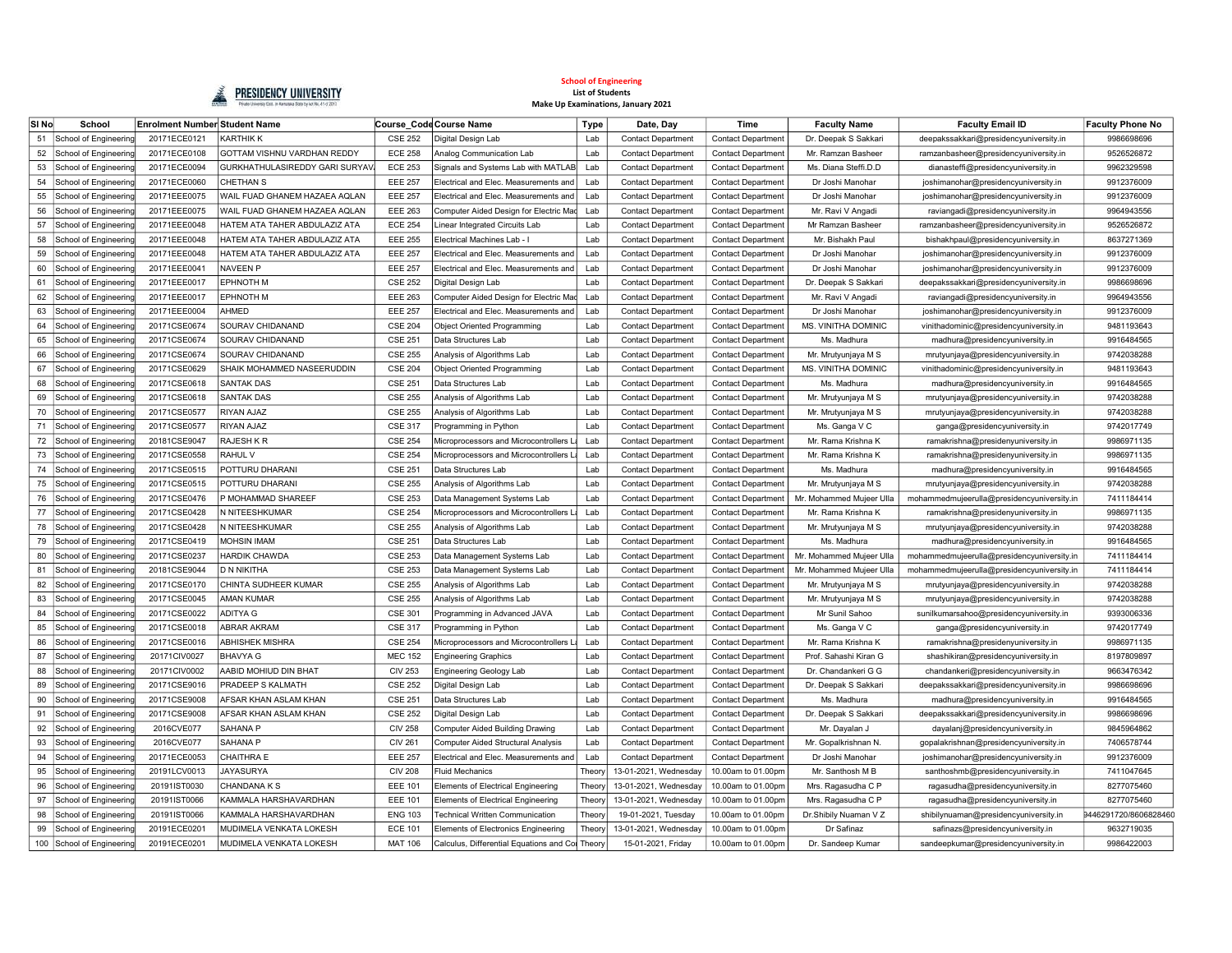**School of Engineering**
**List of Students**
**Make Up Examinations, January 2021**

| Sl No | School | Enrolment Number | Student Name | Course_Code | Course Name | Type | Date, Day | Time | Faculty Name | Faculty Email ID | Faculty Phone No |
|---|---|---|---|---|---|---|---|---|---|---|---|
| 51 | School of Engineering | 20171ECE0121 | KARTHIK K | CSE 252 | Digital Design Lab | Lab | Contact Department | Contact Department | Dr. Deepak S Sakkari | deepakssakkari@presidencyuniversity.in | 9986698696 |
| 52 | School of Engineering | 20171ECE0108 | GOTTAM VISHNU VARDHAN REDDY | ECE 258 | Analog Communication Lab | Lab | Contact Department | Contact Department | Mr. Ramzan Basheer | ramzanbasheer@presidencyuniversity.in | 9526526872 |
| 53 | School of Engineering | 20171ECE0094 | GURKHATHULASIREDDY GARI SURYAV | ECE 253 | Signals and Systems Lab with MATLAB | Lab | Contact Department | Contact Department | Ms. Diana Steffi.D.D | dianasteffi@presidencyuniversity.in | 9962329598 |
| 54 | School of Engineering | 20171ECE0060 | CHETHAN S | EEE 257 | Electrical and Elec. Measurements and | Lab | Contact Department | Contact Department | Dr Joshi Manohar | joshimanohar@presidencyuniversity.in | 9912376009 |
| 55 | School of Engineering | 20171EEE0075 | WAIL FUAD GHANEM HAZAEA AQLAN | EEE 257 | Electrical and Elec. Measurements and | Lab | Contact Department | Contact Department | Dr Joshi Manohar | joshimanohar@presidencyuniversity.in | 9912376009 |
| 56 | School of Engineering | 20171EEE0075 | WAIL FUAD GHANEM HAZAEA AQLAN | EEE 263 | Computer Aided Design for Electric Mac | Lab | Contact Department | Contact Department | Mr. Ravi V Angadi | raviangadi@presidencyuniversity.in | 9964943556 |
| 57 | School of Engineering | 20171EEE0048 | HATEM ATA TAHER ABDULAZIZ ATA | ECE 254 | Linear Integrated Circuits Lab | Lab | Contact Department | Contact Department | Mr Ramzan Basheer | ramzanbasheer@presidencyuniversity.in | 9526526872 |
| 58 | School of Engineering | 20171EEE0048 | HATEM ATA TAHER ABDULAZIZ ATA | EEE 255 | Electrical Machines Lab - I | Lab | Contact Department | Contact Department | Mr. Bishakh Paul | bishakhpaul@presidencyuniversity.in | 8637271369 |
| 59 | School of Engineering | 20171EEE0048 | HATEM ATA TAHER ABDULAZIZ ATA | EEE 257 | Electrical and Elec. Measurements and | Lab | Contact Department | Contact Department | Dr Joshi Manohar | joshimanohar@presidencyuniversity.in | 9912376009 |
| 60 | School of Engineering | 20171EEE0041 | NAVEEN P | EEE 257 | Electrical and Elec. Measurements and | Lab | Contact Department | Contact Department | Dr Joshi Manohar | joshimanohar@presidencyuniversity.in | 9912376009 |
| 61 | School of Engineering | 20171EEE0017 | EPHNOTH M | CSE 252 | Digital Design Lab | Lab | Contact Department | Contact Department | Dr. Deepak S Sakkari | deepakssakkari@presidencyuniversity.in | 9986698696 |
| 62 | School of Engineering | 20171EEE0017 | EPHNOTH M | EEE 263 | Computer Aided Design for Electric Mac | Lab | Contact Department | Contact Department | Mr. Ravi V Angadi | raviangadi@presidencyuniversity.in | 9964943556 |
| 63 | School of Engineering | 20171EEE0004 | AHMED | EEE 257 | Electrical and Elec. Measurements and | Lab | Contact Department | Contact Department | Dr Joshi Manohar | joshimanohar@presidencyuniversity.in | 9912376009 |
| 64 | School of Engineering | 20171CSE0674 | SOURAV CHIDANAND | CSE 204 | Object Oriented Programming | Lab | Contact Department | Contact Department | MS. VINITHA DOMINIC | vinithadominic@presidencyuniversity.in | 9481193643 |
| 65 | School of Engineering | 20171CSE0674 | SOURAV CHIDANAND | CSE 251 | Data Structures Lab | Lab | Contact Department | Contact Department | Ms. Madhura | madhura@presidencyuniversity.in | 9916484565 |
| 66 | School of Engineering | 20171CSE0674 | SOURAV CHIDANAND | CSE 255 | Analysis of Algorithms Lab | Lab | Contact Department | Contact Department | Mr. Mrutyunjaya M S | mrutyunjaya@presidencyuniversity.in | 9742038288 |
| 67 | School of Engineering | 20171CSE0629 | SHAIK MOHAMMED NASEERUDDIN | CSE 204 | Object Oriented Programming | Lab | Contact Department | Contact Department | MS. VINITHA DOMINIC | vinithadominic@presidencyuniversity.in | 9481193643 |
| 68 | School of Engineering | 20171CSE0618 | SANTAK DAS | CSE 251 | Data Structures Lab | Lab | Contact Department | Contact Department | Ms. Madhura | madhura@presidencyuniversity.in | 9916484565 |
| 69 | School of Engineering | 20171CSE0618 | SANTAK DAS | CSE 255 | Analysis of Algorithms Lab | Lab | Contact Department | Contact Department | Mr. Mrutyunjaya M S | mrutyunjaya@presidencyuniversity.in | 9742038288 |
| 70 | School of Engineering | 20171CSE0577 | RIYAN AJAZ | CSE 255 | Analysis of Algorithms Lab | Lab | Contact Department | Contact Department | Mr. Mrutyunjaya M S | mrutyunjaya@presidencyuniversity.in | 9742038288 |
| 71 | School of Engineering | 20171CSE0577 | RIYAN AJAZ | CSE 317 | Programming in Python | Lab | Contact Department | Contact Department | Ms. Ganga V C | ganga@presidencyuniversity.in | 9742017749 |
| 72 | School of Engineering | 20181CSE9047 | RAJESH K R | CSE 254 | Microprocessors and Microcontrollers La | Lab | Contact Department | Contact Department | Mr. Rama Krishna K | ramakrishna@presidenyuniversity.in | 9986971135 |
| 73 | School of Engineering | 20171CSE0558 | RAHUL V | CSE 254 | Microprocessors and Microcontrollers La | Lab | Contact Department | Contact Department | Mr. Rama Krishna K | ramakrishna@presidenyuniversity.in | 9986971135 |
| 74 | School of Engineering | 20171CSE0515 | POTTURU DHARANI | CSE 251 | Data Structures Lab | Lab | Contact Department | Contact Department | Ms. Madhura | madhura@presidencyuniversity.in | 9916484565 |
| 75 | School of Engineering | 20171CSE0515 | POTTURU DHARANI | CSE 255 | Analysis of Algorithms Lab | Lab | Contact Department | Contact Department | Mr. Mrutyunjaya M S | mrutyunjaya@presidencyuniversity.in | 9742038288 |
| 76 | School of Engineering | 20171CSE0476 | P MOHAMMAD SHAREEF | CSE 253 | Data Management Systems Lab | Lab | Contact Department | Contact Department | Mr. Mohammed Mujeer Ulla | mohammedmujeerulla@presidencyuniversity.in | 7411184414 |
| 77 | School of Engineering | 20171CSE0428 | N NITEESHKUMAR | CSE 254 | Microprocessors and Microcontrollers La | Lab | Contact Department | Contact Department | Mr. Rama Krishna K | ramakrishna@presidenyuniversity.in | 9986971135 |
| 78 | School of Engineering | 20171CSE0428 | N NITEESHKUMAR | CSE 255 | Analysis of Algorithms Lab | Lab | Contact Department | Contact Department | Mr. Mrutyunjaya M S | mrutyunjaya@presidencyuniversity.in | 9742038288 |
| 79 | School of Engineering | 20171CSE0419 | MOHSIN IMAM | CSE 251 | Data Structures Lab | Lab | Contact Department | Contact Department | Ms. Madhura | madhura@presidencyuniversity.in | 9916484565 |
| 80 | School of Engineering | 20171CSE0237 | HARDIK CHAWDA | CSE 253 | Data Management Systems Lab | Lab | Contact Department | Contact Department | Mr. Mohammed Mujeer Ulla | mohammedmujeerulla@presidencyuniversity.in | 7411184414 |
| 81 | School of Engineering | 20181CSE9044 | D N NIKITHA | CSE 253 | Data Management Systems Lab | Lab | Contact Department | Contact Department | Mr. Mohammed Mujeer Ulla | mohammedmujeerulla@presidencyuniversity.in | 7411184414 |
| 82 | School of Engineering | 20171CSE0170 | CHINTA SUDHEER KUMAR | CSE 255 | Analysis of Algorithms Lab | Lab | Contact Department | Contact Department | Mr. Mrutyunjaya M S | mrutyunjaya@presidencyuniversity.in | 9742038288 |
| 83 | School of Engineering | 20171CSE0045 | AMAN KUMAR | CSE 255 | Analysis of Algorithms Lab | Lab | Contact Department | Contact Department | Mr. Mrutyunjaya M S | mrutyunjaya@presidencyuniversity.in | 9742038288 |
| 84 | School of Engineering | 20171CSE0022 | ADITYA G | CSE 301 | Programming in Advanced JAVA | Lab | Contact Department | Contact Department | Mr Sunil Sahoo | sunilkumarsahoo@presidencyuniversity.in | 9393006336 |
| 85 | School of Engineering | 20171CSE0018 | ABRAR AKRAM | CSE 317 | Programming in Python | Lab | Contact Department | Contact Department | Ms. Ganga V C | ganga@presidencyuniversity.in | 9742017749 |
| 86 | School of Engineering | 20171CSE0016 | ABHISHEK MISHRA | CSE 254 | Microprocessors and Microcontrollers La | Lab | Contact Department | Contact Department | Mr. Rama Krishna K | ramakrishna@presidenyuniversity.in | 9986971135 |
| 87 | School of Engineering | 20171CIV0027 | BHAVYA G | MEC 152 | Engineering Graphics | Lab | Contact Department | Contact Department | Prof. Sahashi Kiran G | shashikiran@presidencyuniversity.in | 8197809897 |
| 88 | School of Engineering | 20171CIV0002 | AABID MOHIUD DIN BHAT | CIV 253 | Engineering Geology Lab | Lab | Contact Department | Contact Department | Dr. Chandankeri G G | chandankeri@presidencyuniversity.in | 9663476342 |
| 89 | School of Engineering | 20171CSE9016 | PRADEEP S KALMATH | CSE 252 | Digital Design Lab | Lab | Contact Department | Contact Department | Dr. Deepak S Sakkari | deepakssakkari@presidencyuniversity.in | 9986698696 |
| 90 | School of Engineering | 20171CSE9008 | AFSAR KHAN ASLAM KHAN | CSE 251 | Data Structures Lab | Lab | Contact Department | Contact Department | Ms. Madhura | madhura@presidencyuniversity.in | 9916484565 |
| 91 | School of Engineering | 20171CSE9008 | AFSAR KHAN ASLAM KHAN | CSE 252 | Digital Design Lab | Lab | Contact Department | Contact Department | Dr. Deepak S Sakkari | deepakssakkari@presidencyuniversity.in | 9986698696 |
| 92 | School of Engineering | 2016CVE077 | SAHANA P | CIV 258 | Computer Aided Building Drawing | Lab | Contact Department | Contact Department | Mr. Dayalan J | dayalanj@presidencyuniversity.in | 9845964862 |
| 93 | School of Engineering | 2016CVE077 | SAHANA P | CIV 261 | Computer Aided Structural Analysis | Lab | Contact Department | Contact Department | Mr. Gopalkrishnan N. | gopalakrishnan@presidencyuniversity.in | 7406578744 |
| 94 | School of Engineering | 20171ECE0053 | CHAITHRA E | EEE 257 | Electrical and Elec. Measurements and | Lab | Contact Department | Contact Department | Dr Joshi Manohar | joshimanohar@presidencyuniversity.in | 9912376009 |
| 95 | School of Engineering | 20191LCV0013 | JAYASURYA | CIV 208 | Fluid Mechanics | Theory | 13-01-2021, Wednesday | 10.00am to 01.00pm | Mr. Santhosh M B | santhoshmb@presidencyuniversity.in | 7411047645 |
| 96 | School of Engineering | 20191IST0030 | CHANDANA K S | EEE 101 | Elements of Electrical Engineering | Theory | 13-01-2021, Wednesday | 10.00am to 01.00pm | Mrs. Ragasudha C P | ragasudha@presidencyuniversity.in | 8277075460 |
| 97 | School of Engineering | 20191IST0066 | KAMMALA HARSHAVARDHAN | EEE 101 | Elements of Electrical Engineering | Theory | 13-01-2021, Wednesday | 10.00am to 01.00pm | Mrs. Ragasudha C P | ragasudha@presidencyuniversity.in | 8277075460 |
| 98 | School of Engineering | 20191IST0066 | KAMMALA HARSHAVARDHAN | ENG 103 | Technical Written Communication | Theory | 19-01-2021, Tuesday | 10.00am to 01.00pm | Dr.Shibily Nuaman V Z | shibilynuaman@presidencyuniversity.in | 9446291720/8606828460 |
| 99 | School of Engineering | 20191ECE0201 | MUDIMELA VENKATA LOKESH | ECE 101 | Elements of Electronics Engineering | Theory | 13-01-2021, Wednesday | 10.00am to 01.00pm | Dr Safinaz | safinazs@presidencyuniversity.in | 9632719035 |
| 100 | School of Engineering | 20191ECE0201 | MUDIMELA VENKATA LOKESH | MAT 106 | Calculus, Differential Equations and Co | Theory | 15-01-2021, Friday | 10.00am to 01.00pm | Dr. Sandeep Kumar | sandeepkumar@presidencyuniversity.in | 9986422003 |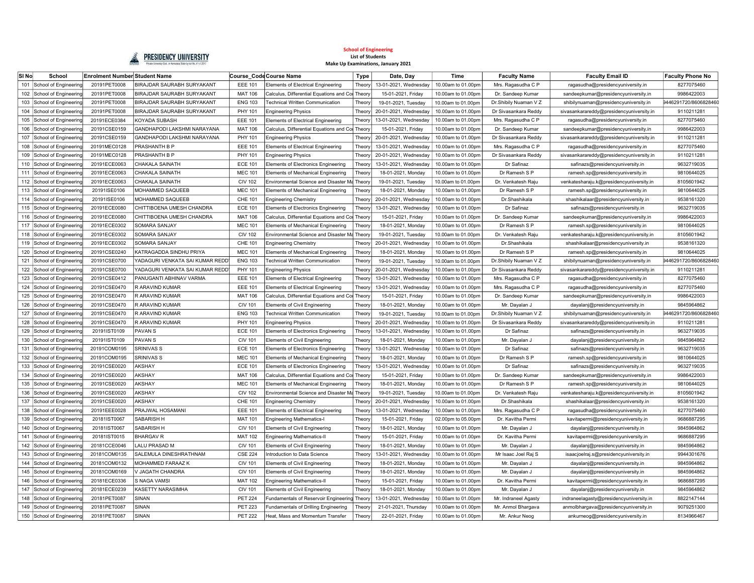**School of Engineering**

**List of Students**

**Make Up Examinations, January 2021**

| Sl No | School | Enrolment Number | Student Name | Course_Code | Course Name | Type | Date, Day | Time | Faculty Name | Faculty Email ID | Faculty Phone No |
|---|---|---|---|---|---|---|---|---|---|---|---|
| 101 | School of Engineering | 20191PET0008 | BIRAJDAR SAURABH SURYAKANT | EEE 101 | Elements of Electrical Engineering | Theory | 13-01-2021, Wednesday | 10.00am to 01.00pm | Mrs. Ragasudha C P | ragasudha@presidencyuniversity.in | 8277075460 |
| 102 | School of Engineering | 20191PET0008 | BIRAJDAR SAURABH SURYAKANT | MAT 106 | Calculus, Differential Equations and Co | Theory | 15-01-2021, Friday | 10.00am to 01.00pm | Dr. Sandeep Kumar | sandeepkumar@presidencyuniversity.in | 9986422003 |
| 103 | School of Engineering | 20191PET0008 | BIRAJDAR SAURABH SURYAKANT | ENG 103 | Technical Written Communication | Theory | 19-01-2021, Tuesday | 10.00am to 01.00pm | Dr.Shibily Nuaman V Z | shibilynuaman@presidencyuniversity.in | 9446291720/8606828460 |
| 104 | School of Engineering | 20191PET0008 | BIRAJDAR SAURABH SURYAKANT | PHY 101 | Engineering Physics | Theory | 20-01-2021, Wednesday | 10.00am to 01.00pm | Dr Sivasankara Reddy | sivasankarareddy@presidencyuniversity.in | 9110211281 |
| 105 | School of Engineering | 20191ECE0384 | KOYADA SUBASH | EEE 101 | Elements of Electrical Engineering | Theory | 13-01-2021, Wednesday | 10.00am to 01.00pm | Mrs. Ragasudha C P | ragasudha@presidencyuniversity.in | 8277075460 |
| 106 | School of Engineering | 20191CSE0159 | GANDHAPODI LAKSHMI NARAYANA | MAT 106 | Calculus, Differential Equations and Co | Theory | 15-01-2021, Friday | 10.00am to 01.00pm | Dr. Sandeep Kumar | sandeepkumar@presidencyuniversity.in | 9986422003 |
| 107 | School of Engineering | 20191CSE0159 | GANDHAPODI LAKSHMI NARAYANA | PHY 101 | Engineering Physics | Theory | 20-01-2021, Wednesday | 10.00am to 01.00pm | Dr Sivasankara Reddy | sivasankarareddy@presidencyuniversity.in | 9110211281 |
| 108 | School of Engineering | 20191MEC0128 | PRASHANTH B P | EEE 101 | Elements of Electrical Engineering | Theory | 13-01-2021, Wednesday | 10.00am to 01.00pm | Mrs. Ragasudha C P | ragasudha@presidencyuniversity.in | 8277075460 |
| 109 | School of Engineering | 20191MEC0128 | PRASHANTH B P | PHY 101 | Engineering Physics | Theory | 20-01-2021, Wednesday | 10.00am to 01.00pm | Dr Sivasankara Reddy | sivasankarareddy@presidencyuniversity.in | 9110211281 |
| 110 | School of Engineering | 20191ECE0063 | CHAKALA SAINATH | ECE 101 | Elements of Electronics Engineering | Theory | 13-01-2021, Wednesday | 10.00am to 01.00pm | Dr Safinaz | safinazs@presidencyuniversity.in | 9632719035 |
| 111 | School of Engineering | 20191ECE0063 | CHAKALA SAINATH | MEC 101 | Elements of Mechanical Engineering | Theory | 18-01-2021, Monday | 10.00am to 01.00pm | Dr Ramesh S P | ramesh.sp@presidencyuniversity.in | 9810644025 |
| 112 | School of Engineering | 20191ECE0063 | CHAKALA SAINATH | CIV 102 | Environmental Science and Disaster Ma | Theory | 19-01-2021, Tuesday | 10.00am to 01.00pm | Dr. Venkatesh Raju | venkatesharaju.k@presidencyuniversity.in | 8105601942 |
| 113 | School of Engineering | 20191ISE0106 | MOHAMMED SAQUEEB | MEC 101 | Elements of Mechanical Engineering | Theory | 18-01-2021, Monday | 10.00am to 01.00pm | Dr Ramesh S P | ramesh.sp@presidencyuniversity.in | 9810644025 |
| 114 | School of Engineering | 20191ISE0106 | MOHAMMED SAQUEEB | CHE 101 | Engineering Chemistry | Theory | 20-01-2021, Wednesday | 10.00am to 01.00pm | Dr.Shashikala | shashikalaar@presidencyuniversity.in | 9538161320 |
| 115 | School of Engineering | 20191ECE0080 | CHITTIBOENA UMESH CHANDRA | ECE 101 | Elements of Electronics Engineering | Theory | 13-01-2021, Wednesday | 10.00am to 01.00pm | Dr Safinaz | safinazs@presidencyuniversity.in | 9632719035 |
| 116 | School of Engineering | 20191ECE0080 | CHITTIBOENA UMESH CHANDRA | MAT 106 | Calculus, Differential Equations and Co | Theory | 15-01-2021, Friday | 10.00am to 01.00pm | Dr. Sandeep Kumar | sandeepkumar@presidencyuniversity.in | 9986422003 |
| 117 | School of Engineering | 20191ECE0302 | SOMARA SANJAY | MEC 101 | Elements of Mechanical Engineering | Theory | 18-01-2021, Monday | 10.00am to 01.00pm | Dr Ramesh S P | ramesh.sp@presidencyuniversity.in | 9810644025 |
| 118 | School of Engineering | 20191ECE0302 | SOMARA SANJAY | CIV 102 | Environmental Science and Disaster Ma | Theory | 19-01-2021, Tuesday | 10.00am to 01.00pm | Dr. Venkatesh Raju | venkatesharaju.k@presidencyuniversity.in | 8105601942 |
| 119 | School of Engineering | 20191ECE0302 | SOMARA SANJAY | CHE 101 | Engineering Chemistry | Theory | 20-01-2021, Wednesday | 10.00am to 01.00pm | Dr.Shashikala | shashikalaar@presidencyuniversity.in | 9538161320 |
| 120 | School of Engineering | 20191CSE0240 | KATRAGADDA SINDHU PRIYA | MEC 101 | Elements of Mechanical Engineering | Theory | 18-01-2021, Monday | 10.00am to 01.00pm | Dr Ramesh S P | ramesh.sp@presidencyuniversity.in | 9810644025 |
| 121 | School of Engineering | 20191CSE0700 | YADAGURI VENKATA SAI KUMAR REDD | ENG 103 | Technical Written Communication | Theory | 19-01-2021, Tuesday | 10.00am to 01.00pm | Dr.Shibily Nuaman V Z | shibilynuaman@presidencyuniversity.in | 9446291720/8606828460 |
| 122 | School of Engineering | 20191CSE0700 | YADAGURI VENKATA SAI KUMAR REDD | PHY 101 | Engineering Physics | Theory | 20-01-2021, Wednesday | 10.00am to 01.00pm | Dr Sivasankara Reddy | sivasankarareddy@presidencyuniversity.in | 9110211281 |
| 123 | School of Engineering | 20191CSE0412 | PANUGANTI ABHINAV VARMA | EEE 101 | Elements of Electrical Engineering | Theory | 13-01-2021, Wednesday | 10.00am to 01.00pm | Mrs. Ragasudha C P | ragasudha@presidencyuniversity.in | 8277075460 |
| 124 | School of Engineering | 20191CSE0470 | R ARAVIND KUMAR | EEE 101 | Elements of Electrical Engineering | Theory | 13-01-2021, Wednesday | 10.00am to 01.00pm | Mrs. Ragasudha C P | ragasudha@presidencyuniversity.in | 8277075460 |
| 125 | School of Engineering | 20191CSE0470 | R ARAVIND KUMAR | MAT 106 | Calculus, Differential Equations and Co | Theory | 15-01-2021, Friday | 10.00am to 01.00pm | Dr. Sandeep Kumar | sandeepkumar@presidencyuniversity.in | 9986422003 |
| 126 | School of Engineering | 20191CSE0470 | R ARAVIND KUMAR | CIV 101 | Elements of Civil Engineering | Theory | 18-01-2021, Monday | 10.00am to 01.00pm | Mr. Dayalan J | dayalanj@presidencyuniversity.in | 9845964862 |
| 127 | School of Engineering | 20191CSE0470 | R ARAVIND KUMAR | ENG 103 | Technical Written Communication | Theory | 19-01-2021, Tuesday | 10.00am to 01.00pm | Dr.Shibily Nuaman V Z | shibilynuaman@presidencyuniversity.in | 9446291720/8606828460 |
| 128 | School of Engineering | 20191CSE0470 | R ARAVIND KUMAR | PHY 101 | Engineering Physics | Theory | 20-01-2021, Wednesday | 10.00am to 01.00pm | Dr Sivasankara Reddy | sivasankarareddy@presidencyuniversity.in | 9110211281 |
| 129 | School of Engineering | 20191IST0109 | PAVAN S | ECE 101 | Elements of Electronics Engineering | Theory | 13-01-2021, Wednesday | 10.00am to 01.00pm | Dr Safinaz | safinazs@presidencyuniversity.in | 9632719035 |
| 130 | School of Engineering | 20191IST0109 | PAVAN S | CIV 101 | Elements of Civil Engineering | Theory | 18-01-2021, Monday | 10.00am to 01.00pm | Mr. Dayalan J | dayalanj@presidencyuniversity.in | 9845964862 |
| 131 | School of Engineering | 20191COM0195 | SRINIVAS S | ECE 101 | Elements of Electronics Engineering | Theory | 13-01-2021, Wednesday | 10.00am to 01.00pm | Dr Safinaz | safinazs@presidencyuniversity.in | 9632719035 |
| 132 | School of Engineering | 20191COM0195 | SRINIVAS S | MEC 101 | Elements of Mechanical Engineering | Theory | 18-01-2021, Monday | 10.00am to 01.00pm | Dr Ramesh S P | ramesh.sp@presidencyuniversity.in | 9810644025 |
| 133 | School of Engineering | 20191CSE0020 | AKSHAY | ECE 101 | Elements of Electronics Engineering | Theory | 13-01-2021, Wednesday | 10.00am to 01.00pm | Dr Safinaz | safinazs@presidencyuniversity.in | 9632719035 |
| 134 | School of Engineering | 20191CSE0020 | AKSHAY | MAT 106 | Calculus, Differential Equations and Co | Theory | 15-01-2021, Friday | 10.00am to 01.00pm | Dr. Sandeep Kumar | sandeepkumar@presidencyuniversity.in | 9986422003 |
| 135 | School of Engineering | 20191CSE0020 | AKSHAY | MEC 101 | Elements of Mechanical Engineering | Theory | 18-01-2021, Monday | 10.00am to 01.00pm | Dr Ramesh S P | ramesh.sp@presidencyuniversity.in | 9810644025 |
| 136 | School of Engineering | 20191CSE0020 | AKSHAY | CIV 102 | Environmental Science and Disaster Ma | Theory | 19-01-2021, Tuesday | 10.00am to 01.00pm | Dr. Venkatesh Raju | venkatesharaju.k@presidencyuniversity.in | 8105601942 |
| 137 | School of Engineering | 20191CSE0020 | AKSHAY | CHE 101 | Engineering Chemistry | Theory | 20-01-2021, Wednesday | 10.00am to 01.00pm | Dr.Shashikala | shashikalaar@presidencyuniversity.in | 9538161320 |
| 138 | School of Engineering | 20191EEE0028 | PRAJWAL HOSAMANI | EEE 101 | Elements of Electrical Engineering | Theory | 13-01-2021, Wednesday | 10.00am to 01.00pm | Mrs. Ragasudha C P | ragasudha@presidencyuniversity.in | 8277075460 |
| 139 | School of Engineering | 20181IST0067 | SABARISH H | MAT 101 | Engineering Mathematics-I | Theory | 15-01-2021, Friday | 02.00pm to 05.00pm | Dr. Kavitha Permi | kavitapermi@presidencyuniversity.in | 9686887295 |
| 140 | School of Engineering | 20181IST0067 | SABARISH H | CIV 101 | Elements of Civil Engineering | Theory | 18-01-2021, Monday | 10.00am to 01.00pm | Mr. Dayalan J | dayalanj@presidencyuniversity.in | 9845964862 |
| 141 | School of Engineering | 20181IST0015 | BHARGAV R | MAT 102 | Engineering Mathematics-II | Theory | 15-01-2021, Friday | 10.00am to 01.00pm | Dr. Kavitha Permi | kavitapermi@presidencyuniversity.in | 9686887295 |
| 142 | School of Engineering | 20181CCE0046 | LALU PRASAD M | CIV 101 | Elements of Civil Engineering | Theory | 18-01-2021, Monday | 10.00am to 01.00pm | Mr. Dayalan J | dayalanj@presidencyuniversity.in | 9845964862 |
| 143 | School of Engineering | 20181COM0135 | SALEMULA DINESHRATHNAM | CSE 224 | Introduction to Data Science | Theory | 13-01-2021, Wednesday | 10.00am to 01.00pm | Mr Isaac Joel Raj S | isaacjoelraj.s@presidencyuniversity.in | 9944301676 |
| 144 | School of Engineering | 20181COM0132 | MOHAMMED FARAAZ K | CIV 101 | Elements of Civil Engineering | Theory | 18-01-2021, Monday | 10.00am to 01.00pm | Mr. Dayalan J | dayalanj@presidencyuniversity.in | 9845964862 |
| 145 | School of Engineering | 20181COM0169 | V JAGATH CHANDRA | CIV 101 | Elements of Civil Engineering | Theory | 18-01-2021, Monday | 10.00am to 01.00pm | Mr. Dayalan J | dayalanj@presidencyuniversity.in | 9845964862 |
| 146 | School of Engineering | 20181ECE0336 | S NAGA VAMSI | MAT 102 | Engineering Mathematics-II | Theory | 15-01-2021, Friday | 10.00am to 01.00pm | Dr. Kavitha Permi | kavitapermi@presidencyuniversity.in | 9686887295 |
| 147 | School of Engineering | 20181ECE0239 | KASETTY NARASIMHA | CIV 101 | Elements of Civil Engineering | Theory | 18-01-2021, Monday | 10.00am to 01.00pm | Mr. Dayalan J | dayalanj@presidencyuniversity.in | 9845964862 |
| 148 | School of Engineering | 20181PET0087 | SINAN | PET 224 | Fundamentals of Reservoir Engineering | Theory | 13-01-2021, Wednesday | 10.00am to 01.00pm | Mr. Indraneel Agasty | indraneelagasty@presidencyuniversity.in | 8822147144 |
| 149 | School of Engineering | 20181PET0087 | SINAN | PET 223 | Fundamentals of Drilling Engineering | Theory | 21-01-2021, Thursday | 10.00am to 01.00pm | Mr. Anmol Bhargava | anmolbhargava@presidencyuniversity.in | 9079251300 |
| 150 | School of Engineering | 20181PET0087 | SINAN | PET 222 | Heat, Mass and Momentum Transfer | Theory | 22-01-2021, Friday | 10.00am to 01.00pm | Mr. Ankur Neog | ankurneog@presidencyuniversity.in | 8134966467 |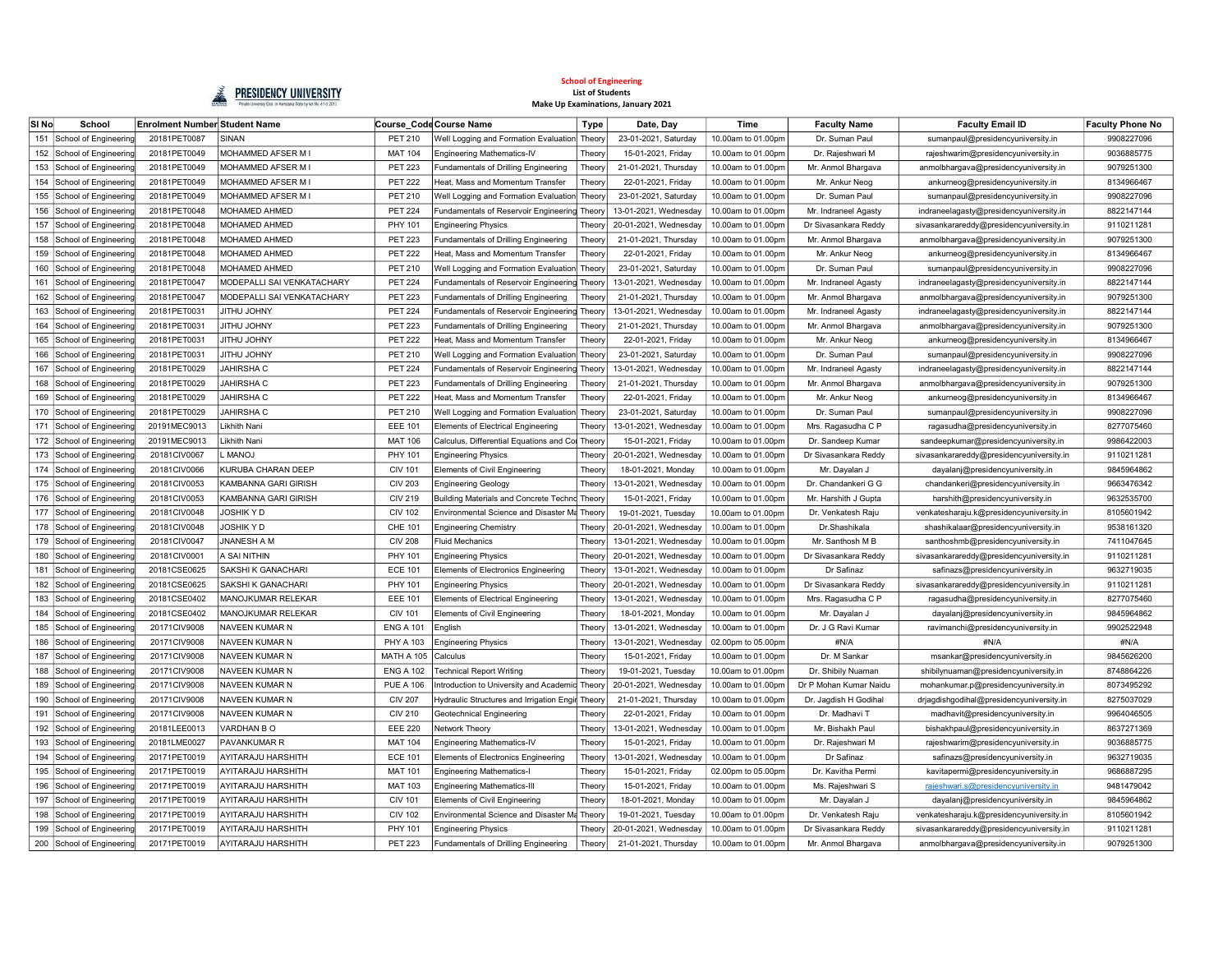PRESIDENCY UNIVERSITY

**School of Engineering**
**List of Students**
**Make Up Examinations, January 2021**

| Sl No | School | Enrolment Number | Student Name | Course_Code | Course Name | Type | Date, Day | Time | Faculty Name | Faculty Email ID | Faculty Phone No |
|---|---|---|---|---|---|---|---|---|---|---|---|
| 151 | School of Engineering | 20181PET0087 | SINAN | PET 210 | Well Logging and Formation Evaluation | Theory | 23-01-2021, Saturday | 10.00am to 01.00pm | Dr. Suman Paul | sumanpaul@presidencyuniversity.in | 9908227096 |
| 152 | School of Engineering | 20181PET0049 | MOHAMMED AFSER M I | MAT 104 | Engineering Mathematics-IV | Theory | 15-01-2021, Friday | 10.00am to 01.00pm | Dr. Rajeshwari M | rajeshwarim@presidencyuniversity.in | 9036885775 |
| 153 | School of Engineering | 20181PET0049 | MOHAMMED AFSER M I | PET 223 | Fundamentals of Drilling Engineering | Theory | 21-01-2021, Thursday | 10.00am to 01.00pm | Mr. Anmol Bhargava | anmolbhargava@presidencyuniversity.in | 9079251300 |
| 154 | School of Engineering | 20181PET0049 | MOHAMMED AFSER M I | PET 222 | Heat, Mass and Momentum Transfer | Theory | 22-01-2021, Friday | 10.00am to 01.00pm | Mr. Ankur Neog | ankurneog@presidencyuniversity.in | 8134966467 |
| 155 | School of Engineering | 20181PET0049 | MOHAMMED AFSER M I | PET 210 | Well Logging and Formation Evaluation | Theory | 23-01-2021, Saturday | 10.00am to 01.00pm | Dr. Suman Paul | sumanpaul@presidencyuniversity.in | 9908227096 |
| 156 | School of Engineering | 20181PET0048 | MOHAMED AHMED | PET 224 | Fundamentals of Reservoir Engineering | Theory | 13-01-2021, Wednesday | 10.00am to 01.00pm | Mr. Indraneel Agasty | indraneelagasty@presidencyuniversity.in | 8822147144 |
| 157 | School of Engineering | 20181PET0048 | MOHAMED AHMED | PHY 101 | Engineering Physics | Theory | 20-01-2021, Wednesday | 10.00am to 01.00pm | Dr Sivasankara Reddy | sivasankarareddy@presidencyuniversity.in | 9110211281 |
| 158 | School of Engineering | 20181PET0048 | MOHAMED AHMED | PET 223 | Fundamentals of Drilling Engineering | Theory | 21-01-2021, Thursday | 10.00am to 01.00pm | Mr. Anmol Bhargava | anmolbhargava@presidencyuniversity.in | 9079251300 |
| 159 | School of Engineering | 20181PET0048 | MOHAMED AHMED | PET 222 | Heat, Mass and Momentum Transfer | Theory | 22-01-2021, Friday | 10.00am to 01.00pm | Mr. Ankur Neog | ankurneog@presidencyuniversity.in | 8134966467 |
| 160 | School of Engineering | 20181PET0048 | MOHAMED AHMED | PET 210 | Well Logging and Formation Evaluation | Theory | 23-01-2021, Saturday | 10.00am to 01.00pm | Dr. Suman Paul | sumanpaul@presidencyuniversity.in | 9908227096 |
| 161 | School of Engineering | 20181PET0047 | MODEPALLI SAI VENKATACHARY | PET 224 | Fundamentals of Reservoir Engineering | Theory | 13-01-2021, Wednesday | 10.00am to 01.00pm | Mr. Indraneel Agasty | indraneelagasty@presidencyuniversity.in | 8822147144 |
| 162 | School of Engineering | 20181PET0047 | MODEPALLI SAI VENKATACHARY | PET 223 | Fundamentals of Drilling Engineering | Theory | 21-01-2021, Thursday | 10.00am to 01.00pm | Mr. Anmol Bhargava | anmolbhargava@presidencyuniversity.in | 9079251300 |
| 163 | School of Engineering | 20181PET0031 | JITHU JOHNY | PET 224 | Fundamentals of Reservoir Engineering | Theory | 13-01-2021, Wednesday | 10.00am to 01.00pm | Mr. Indraneel Agasty | indraneelagasty@presidencyuniversity.in | 8822147144 |
| 164 | School of Engineering | 20181PET0031 | JITHU JOHNY | PET 223 | Fundamentals of Drilling Engineering | Theory | 21-01-2021, Thursday | 10.00am to 01.00pm | Mr. Anmol Bhargava | anmolbhargava@presidencyuniversity.in | 9079251300 |
| 165 | School of Engineering | 20181PET0031 | JITHU JOHNY | PET 222 | Heat, Mass and Momentum Transfer | Theory | 22-01-2021, Friday | 10.00am to 01.00pm | Mr. Ankur Neog | ankurneog@presidencyuniversity.in | 8134966467 |
| 166 | School of Engineering | 20181PET0031 | JITHU JOHNY | PET 210 | Well Logging and Formation Evaluation | Theory | 23-01-2021, Saturday | 10.00am to 01.00pm | Dr. Suman Paul | sumanpaul@presidencyuniversity.in | 9908227096 |
| 167 | School of Engineering | 20181PET0029 | JAHIRSHA C | PET 224 | Fundamentals of Reservoir Engineering | Theory | 13-01-2021, Wednesday | 10.00am to 01.00pm | Mr. Indraneel Agasty | indraneelagasty@presidencyuniversity.in | 8822147144 |
| 168 | School of Engineering | 20181PET0029 | JAHIRSHA C | PET 223 | Fundamentals of Drilling Engineering | Theory | 21-01-2021, Thursday | 10.00am to 01.00pm | Mr. Anmol Bhargava | anmolbhargava@presidencyuniversity.in | 9079251300 |
| 169 | School of Engineering | 20181PET0029 | JAHIRSHA C | PET 222 | Heat, Mass and Momentum Transfer | Theory | 22-01-2021, Friday | 10.00am to 01.00pm | Mr. Ankur Neog | ankurneog@presidencyuniversity.in | 8134966467 |
| 170 | School of Engineering | 20181PET0029 | JAHIRSHA C | PET 210 | Well Logging and Formation Evaluation | Theory | 23-01-2021, Saturday | 10.00am to 01.00pm | Dr. Suman Paul | sumanpaul@presidencyuniversity.in | 9908227096 |
| 171 | School of Engineering | 20191MEC9013 | Likhith Nani | EEE 101 | Elements of Electrical Engineering | Theory | 13-01-2021, Wednesday | 10.00am to 01.00pm | Mrs. Ragasudha C P | ragasudha@presidencyuniversity.in | 8277075460 |
| 172 | School of Engineering | 20191MEC9013 | Likhith Nani | MAT 106 | Calculus, Differential Equations and Co | Theory | 15-01-2021, Friday | 10.00am to 01.00pm | Dr. Sandeep Kumar | sandeepkumar@presidencyuniversity.in | 9986422003 |
| 173 | School of Engineering | 20181CIV0067 | L MANOJ | PHY 101 | Engineering Physics | Theory | 20-01-2021, Wednesday | 10.00am to 01.00pm | Dr Sivasankara Reddy | sivasankarareddy@presidencyuniversity.in | 9110211281 |
| 174 | School of Engineering | 20181CIV0066 | KURUBA CHARAN DEEP | CIV 101 | Elements of Civil Engineering | Theory | 18-01-2021, Monday | 10.00am to 01.00pm | Mr. Dayalan J | dayalanj@presidencyuniversity.in | 9845964862 |
| 175 | School of Engineering | 20181CIV0053 | KAMBANNA GARI GIRISH | CIV 203 | Engineering Geology | Theory | 13-01-2021, Wednesday | 10.00am to 01.00pm | Dr. Chandankeri G G | chandankeri@presidencyuniversity.in | 9663476342 |
| 176 | School of Engineering | 20181CIV0053 | KAMBANNA GARI GIRISH | CIV 219 | Building Materials and Concrete Techno | Theory | 15-01-2021, Friday | 10.00am to 01.00pm | Mr. Harshith J Gupta | harshith@presidencyuniversity.in | 9632535700 |
| 177 | School of Engineering | 20181CIV0048 | JOSHIK Y D | CIV 102 | Environmental Science and Disaster Ma | Theory | 19-01-2021, Tuesday | 10.00am to 01.00pm | Dr. Venkatesh Raju | venkatesharaju.k@presidencyuniversity.in | 8105601942 |
| 178 | School of Engineering | 20181CIV0048 | JOSHIK Y D | CHE 101 | Engineering Chemistry | Theory | 20-01-2021, Wednesday | 10.00am to 01.00pm | Dr.Shashikala | shashikalaar@presidencyuniversity.in | 9538161320 |
| 179 | School of Engineering | 20181CIV0047 | JNANESH A M | CIV 208 | Fluid Mechanics | Theory | 13-01-2021, Wednesday | 10.00am to 01.00pm | Mr. Santhosh M B | santhoshmb@presidencyuniversity.in | 7411047645 |
| 180 | School of Engineering | 20181CIV0001 | A SAI NITHIN | PHY 101 | Engineering Physics | Theory | 20-01-2021, Wednesday | 10.00am to 01.00pm | Dr Sivasankara Reddy | sivasankarareddy@presidencyuniversity.in | 9110211281 |
| 181 | School of Engineering | 20181CSE0625 | SAKSHI K GANACHARI | ECE 101 | Elements of Electronics Engineering | Theory | 13-01-2021, Wednesday | 10.00am to 01.00pm | Dr Safinaz | safinazs@presidencyuniversity.in | 9632719035 |
| 182 | School of Engineering | 20181CSE0625 | SAKSHI K GANACHARI | PHY 101 | Engineering Physics | Theory | 20-01-2021, Wednesday | 10.00am to 01.00pm | Dr Sivasankara Reddy | sivasankarareddy@presidencyuniversity.in | 9110211281 |
| 183 | School of Engineering | 20181CSE0402 | MANOJKUMAR RELEKAR | EEE 101 | Elements of Electrical Engineering | Theory | 13-01-2021, Wednesday | 10.00am to 01.00pm | Mrs. Ragasudha C P | ragasudha@presidencyuniversity.in | 8277075460 |
| 184 | School of Engineering | 20181CSE0402 | MANOJKUMAR RELEKAR | CIV 101 | Elements of Civil Engineering | Theory | 18-01-2021, Monday | 10.00am to 01.00pm | Mr. Dayalan J | dayalanj@presidencyuniversity.in | 9845964862 |
| 185 | School of Engineering | 20171CIV9008 | NAVEEN KUMAR N | ENG A 101 | English | Theory | 13-01-2021, Wednesday | 10.00am to 01.00pm | Dr. J G Ravi Kumar | ravimanchi@presidencyuniversity.in | 9902522948 |
| 186 | School of Engineering | 20171CIV9008 | NAVEEN KUMAR N | PHY A 103 | Engineering Physics | Theory | 13-01-2021, Wednesday | 02.00pm to 05.00pm | #N/A | #N/A | #N/A |
| 187 | School of Engineering | 20171CIV9008 | NAVEEN KUMAR N | MATH A 105 | Calculus | Theory | 15-01-2021, Friday | 10.00am to 01.00pm | Dr. M Sankar | msankar@presidencyuniversity.in | 9845626200 |
| 188 | School of Engineering | 20171CIV9008 | NAVEEN KUMAR N | ENG A 102 | Technical Report Writing | Theory | 19-01-2021, Tuesday | 10.00am to 01.00pm | Dr. Shibily Nuaman | shibilynuaman@presidencyuniversity.in | 8748864226 |
| 189 | School of Engineering | 20171CIV9008 | NAVEEN KUMAR N | PUE A 106 | Introduction to University and Academic | Theory | 20-01-2021, Wednesday | 10.00am to 01.00pm | Dr P Mohan Kumar Naidu | mohankumar.p@presidencyuniversity.in | 8073495292 |
| 190 | School of Engineering | 20171CIV9008 | NAVEEN KUMAR N | CIV 207 | Hydraulic Structures and Irrigation Engin | Theory | 21-01-2021, Thursday | 10.00am to 01.00pm | Dr. Jagdish H Godihal | drjagdishgodihal@presidencyuniversity.in | 8275037029 |
| 191 | School of Engineering | 20171CIV9008 | NAVEEN KUMAR N | CIV 210 | Geotechnical Engineering | Theory | 22-01-2021, Friday | 10.00am to 01.00pm | Dr. Madhavi T | madhavit@presidencyuniversity.in | 9964046505 |
| 192 | School of Engineering | 20181LEE0013 | VARDHAN B O | EEE 220 | Network Theory | Theory | 13-01-2021, Wednesday | 10.00am to 01.00pm | Mr. Bishakh Paul | bishakhpaul@presidencyuniversity.in | 8637271369 |
| 193 | School of Engineering | 20181LME0027 | PAVANKUMAR R | MAT 104 | Engineering Mathematics-IV | Theory | 15-01-2021, Friday | 10.00am to 01.00pm | Dr. Rajeshwari M | rajeshwarim@presidencyuniversity.in | 9036885775 |
| 194 | School of Engineering | 20171PET0019 | AYITARAJU HARSHITH | ECE 101 | Elements of Electronics Engineering | Theory | 13-01-2021, Wednesday | 10.00am to 01.00pm | Dr Safinaz | safinazs@presidencyuniversity.in | 9632719035 |
| 195 | School of Engineering | 20171PET0019 | AYITARAJU HARSHITH | MAT 101 | Engineering Mathematics-I | Theory | 15-01-2021, Friday | 02.00pm to 05.00pm | Dr. Kavitha Permi | kavitapermi@presidencyuniversity.in | 9686887295 |
| 196 | School of Engineering | 20171PET0019 | AYITARAJU HARSHITH | MAT 103 | Engineering Mathematics-III | Theory | 15-01-2021, Friday | 10.00am to 01.00pm | Ms. Rajeshwari S | rajeshwari.s@presidencyuniversity.in | 9481479042 |
| 197 | School of Engineering | 20171PET0019 | AYITARAJU HARSHITH | CIV 101 | Elements of Civil Engineering | Theory | 18-01-2021, Monday | 10.00am to 01.00pm | Mr. Dayalan J | dayalanj@presidencyuniversity.in | 9845964862 |
| 198 | School of Engineering | 20171PET0019 | AYITARAJU HARSHITH | CIV 102 | Environmental Science and Disaster Ma | Theory | 19-01-2021, Tuesday | 10.00am to 01.00pm | Dr. Venkatesh Raju | venkatesharaju.k@presidencyuniversity.in | 8105601942 |
| 199 | School of Engineering | 20171PET0019 | AYITARAJU HARSHITH | PHY 101 | Engineering Physics | Theory | 20-01-2021, Wednesday | 10.00am to 01.00pm | Dr Sivasankara Reddy | sivasankarareddy@presidencyuniversity.in | 9110211281 |
| 200 | School of Engineering | 20171PET0019 | AYITARAJU HARSHITH | PET 223 | Fundamentals of Drilling Engineering | Theory | 21-01-2021, Thursday | 10.00am to 01.00pm | Mr. Anmol Bhargava | anmolbhargava@presidencyuniversity.in | 9079251300 |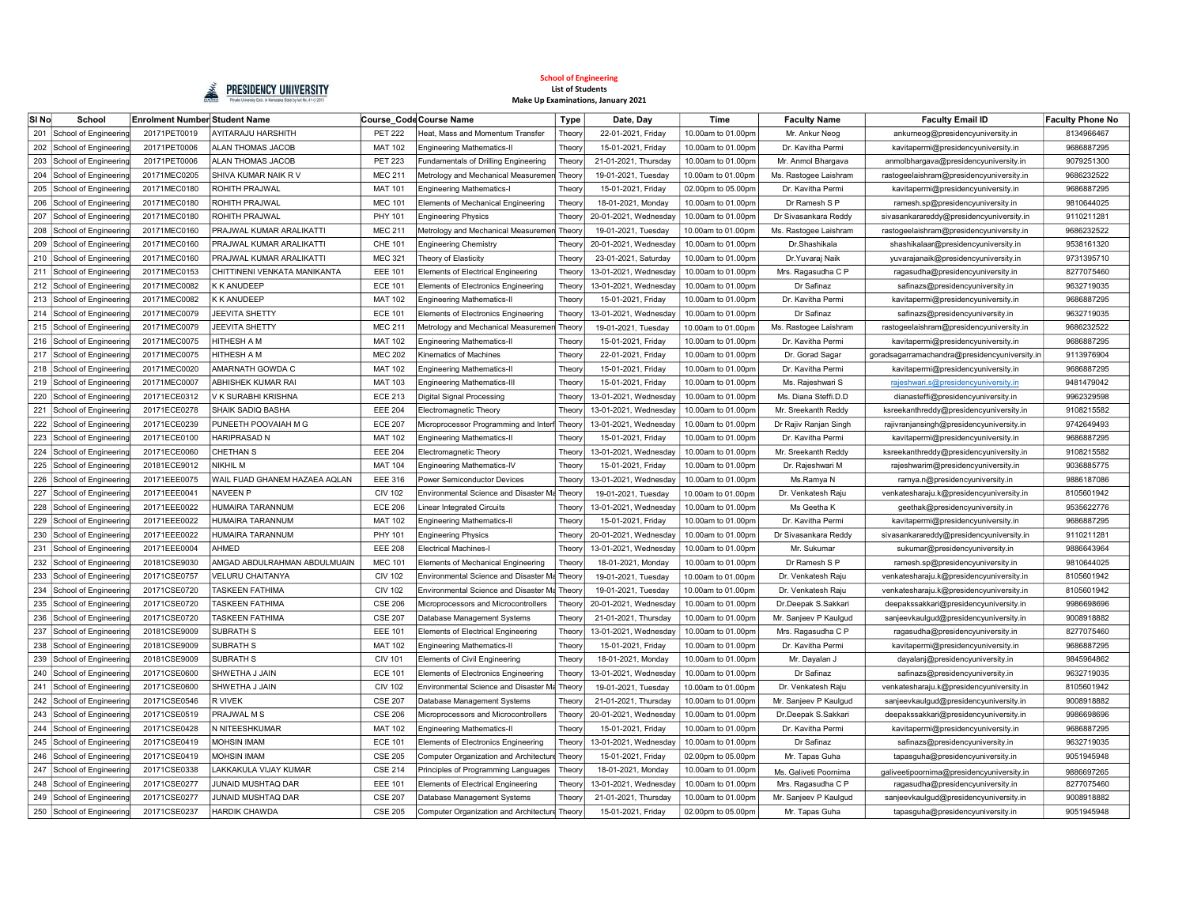PRESIDENCY UNIVERSITY

**School of Engineering**
**List of Students**
**Make Up Examinations, January 2021**

| Sl No | School | Enrolment Number | Student Name | Course_Code | Course Name | Type | Date, Day | Time | Faculty Name | Faculty Email ID | Faculty Phone No |
|---|---|---|---|---|---|---|---|---|---|---|---|
| 201 | School of Engineering | 20171PET0019 | AYITARAJU HARSHITH | PET 222 | Heat, Mass and Momentum Transfer | Theory | 22-01-2021, Friday | 10.00am to 01.00pm | Mr. Ankur Neog | ankurneog@presidencyuniversity.in | 8134966467 |
| 202 | School of Engineering | 20171PET0006 | ALAN THOMAS JACOB | MAT 102 | Engineering Mathematics-II | Theory | 15-01-2021, Friday | 10.00am to 01.00pm | Dr. Kavitha Permi | kavitapermi@presidencyuniversity.in | 9686887295 |
| 203 | School of Engineering | 20171PET0006 | ALAN THOMAS JACOB | PET 223 | Fundamentals of Drilling Engineering | Theory | 21-01-2021, Thursday | 10.00am to 01.00pm | Mr. Anmol Bhargava | anmolbhargava@presidencyuniversity.in | 9079251300 |
| 204 | School of Engineering | 20171MEC0205 | SHIVA KUMAR NAIK R V | MEC 211 | Metrology and Mechanical Measuremen | Theory | 19-01-2021, Tuesday | 10.00am to 01.00pm | Ms. Rastogee Laishram | rastogeelaishram@presidencyuniversity.in | 9686232522 |
| 205 | School of Engineering | 20171MEC0180 | ROHITH PRAJWAL | MAT 101 | Engineering Mathematics-I | Theory | 15-01-2021, Friday | 02.00pm to 05.00pm | Dr. Kavitha Permi | kavitapermi@presidencyuniversity.in | 9686887295 |
| 206 | School of Engineering | 20171MEC0180 | ROHITH PRAJWAL | MEC 101 | Elements of Mechanical Engineering | Theory | 18-01-2021, Monday | 10.00am to 01.00pm | Dr Ramesh S P | ramesh.sp@presidencyuniversity.in | 9810644025 |
| 207 | School of Engineering | 20171MEC0180 | ROHITH PRAJWAL | PHY 101 | Engineering Physics | Theory | 20-01-2021, Wednesday | 10.00am to 01.00pm | Dr Sivasankara Reddy | sivasankarareddy@presidencyuniversity.in | 9110211281 |
| 208 | School of Engineering | 20171MEC0160 | PRAJWAL KUMAR ARALIKATTI | MEC 211 | Metrology and Mechanical Measuremen | Theory | 19-01-2021, Tuesday | 10.00am to 01.00pm | Ms. Rastogee Laishram | rastogeelaishram@presidencyuniversity.in | 9686232522 |
| 209 | School of Engineering | 20171MEC0160 | PRAJWAL KUMAR ARALIKATTI | CHE 101 | Engineering Chemistry | Theory | 20-01-2021, Wednesday | 10.00am to 01.00pm | Dr.Shashikala | shashikalaar@presidencyuniversity.in | 9538161320 |
| 210 | School of Engineering | 20171MEC0160 | PRAJWAL KUMAR ARALIKATTI | MEC 321 | Theory of Elasticity | Theory | 23-01-2021, Saturday | 10.00am to 01.00pm | Dr.Yuvaraj Naik | yuvarajanaik@presidencyuniversity.in | 9731395710 |
| 211 | School of Engineering | 20171MEC0153 | CHITTINENI VENKATA MANIKANTA | EEE 101 | Elements of Electrical Engineering | Theory | 13-01-2021, Wednesday | 10.00am to 01.00pm | Mrs. Ragasudha C P | ragasudha@presidencyuniversity.in | 8277075460 |
| 212 | School of Engineering | 20171MEC0082 | K K ANUDEEP | ECE 101 | Elements of Electronics Engineering | Theory | 13-01-2021, Wednesday | 10.00am to 01.00pm | Dr Safinaz | safinazs@presidencyuniversity.in | 9632719035 |
| 213 | School of Engineering | 20171MEC0082 | K K ANUDEEP | MAT 102 | Engineering Mathematics-II | Theory | 15-01-2021, Friday | 10.00am to 01.00pm | Dr. Kavitha Permi | kavitapermi@presidencyuniversity.in | 9686887295 |
| 214 | School of Engineering | 20171MEC0079 | JEEVITA SHETTY | ECE 101 | Elements of Electronics Engineering | Theory | 13-01-2021, Wednesday | 10.00am to 01.00pm | Dr Safinaz | safinazs@presidencyuniversity.in | 9632719035 |
| 215 | School of Engineering | 20171MEC0079 | JEEVITA SHETTY | MEC 211 | Metrology and Mechanical Measuremen | Theory | 19-01-2021, Tuesday | 10.00am to 01.00pm | Ms. Rastogee Laishram | rastogeelaishram@presidencyuniversity.in | 9686232522 |
| 216 | School of Engineering | 20171MEC0075 | HITHESH A M | MAT 102 | Engineering Mathematics-II | Theory | 15-01-2021, Friday | 10.00am to 01.00pm | Dr. Kavitha Permi | kavitapermi@presidencyuniversity.in | 9686887295 |
| 217 | School of Engineering | 20171MEC0075 | HITHESH A M | MEC 202 | Kinematics of Machines | Theory | 22-01-2021, Friday | 10.00am to 01.00pm | Dr. Gorad Sagar | goradsagarramachandra@presidencyuniversity.in | 9113976904 |
| 218 | School of Engineering | 20171MEC0020 | AMARNATH GOWDA C | MAT 102 | Engineering Mathematics-II | Theory | 15-01-2021, Friday | 10.00am to 01.00pm | Dr. Kavitha Permi | kavitapermi@presidencyuniversity.in | 9686887295 |
| 219 | School of Engineering | 20171MEC0007 | ABHISHEK KUMAR RAI | MAT 103 | Engineering Mathematics-III | Theory | 15-01-2021, Friday | 10.00am to 01.00pm | Ms. Rajeshwari S | rajeshwari.s@presidencyuniversity.in | 9481479042 |
| 220 | School of Engineering | 20171ECE0312 | V K SURABHI KRISHNA | ECE 213 | Digital Signal Processing | Theory | 13-01-2021, Wednesday | 10.00am to 01.00pm | Ms. Diana Steffi.D.D | dianasteffi@presidencyuniversity.in | 9962329598 |
| 221 | School of Engineering | 20171ECE0278 | SHAIK SADIQ BASHA | EEE 204 | Electromagnetic Theory | Theory | 13-01-2021, Wednesday | 10.00am to 01.00pm | Mr. Sreekanth Reddy | ksreekanthreddy@presidencyuniversity.in | 9108215582 |
| 222 | School of Engineering | 20171ECE0239 | PUNEETH POOVAIAH M G | ECE 207 | Microprocessor Programming and Interf | Theory | 13-01-2021, Wednesday | 10.00am to 01.00pm | Dr Rajiv Ranjan Singh | rajivranjansingh@presidencyuniversity.in | 9742649493 |
| 223 | School of Engineering | 20171ECE0100 | HARIPRASAD N | MAT 102 | Engineering Mathematics-II | Theory | 15-01-2021, Friday | 10.00am to 01.00pm | Dr. Kavitha Permi | kavitapermi@presidencyuniversity.in | 9686887295 |
| 224 | School of Engineering | 20171ECE0060 | CHETHAN S | EEE 204 | Electromagnetic Theory | Theory | 13-01-2021, Wednesday | 10.00am to 01.00pm | Mr. Sreekanth Reddy | ksreekanthreddy@presidencyuniversity.in | 9108215582 |
| 225 | School of Engineering | 20181ECE9012 | NIKHIL M | MAT 104 | Engineering Mathematics-IV | Theory | 15-01-2021, Friday | 10.00am to 01.00pm | Dr. Rajeshwari M | rajeshwarim@presidencyuniversity.in | 9036885775 |
| 226 | School of Engineering | 20171EEE0075 | WAIL FUAD GHANEM HAZAEA AQLAN | EEE 316 | Power Semiconductor Devices | Theory | 13-01-2021, Wednesday | 10.00am to 01.00pm | Ms.Ramya N | ramya.n@presidencyuniversity.in | 9886187086 |
| 227 | School of Engineering | 20171EEE0041 | NAVEEN P | CIV 102 | Environmental Science and Disaster Ma | Theory | 19-01-2021, Tuesday | 10.00am to 01.00pm | Dr. Venkatesh Raju | venkatesharaju.k@presidencyuniversity.in | 8105601942 |
| 228 | School of Engineering | 20171EEE0022 | HUMAIRA TARANNUM | ECE 206 | Linear Integrated Circuits | Theory | 13-01-2021, Wednesday | 10.00am to 01.00pm | Ms Geetha K | geethak@presidencyuniversity.in | 9535622776 |
| 229 | School of Engineering | 20171EEE0022 | HUMAIRA TARANNUM | MAT 102 | Engineering Mathematics-II | Theory | 15-01-2021, Friday | 10.00am to 01.00pm | Dr. Kavitha Permi | kavitapermi@presidencyuniversity.in | 9686887295 |
| 230 | School of Engineering | 20171EEE0022 | HUMAIRA TARANNUM | PHY 101 | Engineering Physics | Theory | 20-01-2021, Wednesday | 10.00am to 01.00pm | Dr Sivasankara Reddy | sivasankarareddy@presidencyuniversity.in | 9110211281 |
| 231 | School of Engineering | 20171EEE0004 | AHMED | EEE 208 | Electrical Machines-I | Theory | 13-01-2021, Wednesday | 10.00am to 01.00pm | Mr. Sukumar | sukumar@presidencyuniversity.in | 9886643964 |
| 232 | School of Engineering | 20181CSE9030 | AMGAD ABDULRAHMAN ABDULMUAIN | MEC 101 | Elements of Mechanical Engineering | Theory | 18-01-2021, Monday | 10.00am to 01.00pm | Dr Ramesh S P | ramesh.sp@presidencyuniversity.in | 9810644025 |
| 233 | School of Engineering | 20171CSE0757 | VELURU CHAITANYA | CIV 102 | Environmental Science and Disaster Ma | Theory | 19-01-2021, Tuesday | 10.00am to 01.00pm | Dr. Venkatesh Raju | venkatesharaju.k@presidencyuniversity.in | 8105601942 |
| 234 | School of Engineering | 20171CSE0720 | TASKEEN FATHIMA | CIV 102 | Environmental Science and Disaster Ma | Theory | 19-01-2021, Tuesday | 10.00am to 01.00pm | Dr. Venkatesh Raju | venkatesharaju.k@presidencyuniversity.in | 8105601942 |
| 235 | School of Engineering | 20171CSE0720 | TASKEEN FATHIMA | CSE 206 | Microprocessors and Microcontrollers | Theory | 20-01-2021, Wednesday | 10.00am to 01.00pm | Dr.Deepak S.Sakkari | deepakssakkari@presidencyuniversity.in | 9986698696 |
| 236 | School of Engineering | 20171CSE0720 | TASKEEN FATHIMA | CSE 207 | Database Management Systems | Theory | 21-01-2021, Thursday | 10.00am to 01.00pm | Mr. Sanjeev P Kaulgud | sanjeevkaulgud@presidencyuniversity.in | 9008918882 |
| 237 | School of Engineering | 20181CSE9009 | SUBRATH S | EEE 101 | Elements of Electrical Engineering | Theory | 13-01-2021, Wednesday | 10.00am to 01.00pm | Mrs. Ragasudha C P | ragasudha@presidencyuniversity.in | 8277075460 |
| 238 | School of Engineering | 20181CSE9009 | SUBRATH S | MAT 102 | Engineering Mathematics-II | Theory | 15-01-2021, Friday | 10.00am to 01.00pm | Dr. Kavitha Permi | kavitapermi@presidencyuniversity.in | 9686887295 |
| 239 | School of Engineering | 20181CSE9009 | SUBRATH S | CIV 101 | Elements of Civil Engineering | Theory | 18-01-2021, Monday | 10.00am to 01.00pm | Mr. Dayalan J | dayalanj@presidencyuniversity.in | 9845964862 |
| 240 | School of Engineering | 20171CSE0600 | SHWETHA J JAIN | ECE 101 | Elements of Electronics Engineering | Theory | 13-01-2021, Wednesday | 10.00am to 01.00pm | Dr Safinaz | safinazs@presidencyuniversity.in | 9632719035 |
| 241 | School of Engineering | 20171CSE0600 | SHWETHA J JAIN | CIV 102 | Environmental Science and Disaster Ma | Theory | 19-01-2021, Tuesday | 10.00am to 01.00pm | Dr. Venkatesh Raju | venkatesharaju.k@presidencyuniversity.in | 8105601942 |
| 242 | School of Engineering | 20171CSE0546 | R VIVEK | CSE 207 | Database Management Systems | Theory | 21-01-2021, Thursday | 10.00am to 01.00pm | Mr. Sanjeev P Kaulgud | sanjeevkaulgud@presidencyuniversity.in | 9008918882 |
| 243 | School of Engineering | 20171CSE0519 | PRAJWAL M S | CSE 206 | Microprocessors and Microcontrollers | Theory | 20-01-2021, Wednesday | 10.00am to 01.00pm | Dr.Deepak S.Sakkari | deepakssakkari@presidencyuniversity.in | 9986698696 |
| 244 | School of Engineering | 20171CSE0428 | N NITEESHKUMAR | MAT 102 | Engineering Mathematics-II | Theory | 15-01-2021, Friday | 10.00am to 01.00pm | Dr. Kavitha Permi | kavitapermi@presidencyuniversity.in | 9686887295 |
| 245 | School of Engineering | 20171CSE0419 | MOHSIN IMAM | ECE 101 | Elements of Electronics Engineering | Theory | 13-01-2021, Wednesday | 10.00am to 01.00pm | Dr Safinaz | safinazs@presidencyuniversity.in | 9632719035 |
| 246 | School of Engineering | 20171CSE0419 | MOHSIN IMAM | CSE 205 | Computer Organization and Architecture | Theory | 15-01-2021, Friday | 02.00pm to 05.00pm | Mr. Tapas Guha | tapasguha@presidencyuniversity.in | 9051945948 |
| 247 | School of Engineering | 20171CSE0338 | LAKKAKULA VIJAY KUMAR | CSE 214 | Principles of Programming Languages | Theory | 18-01-2021, Monday | 10.00am to 01.00pm | Ms. Galiveti Poornima | galiveetipoornima@presidencyuniversity.in | 9886697265 |
| 248 | School of Engineering | 20171CSE0277 | JUNAID MUSHTAQ DAR | EEE 101 | Elements of Electrical Engineering | Theory | 13-01-2021, Wednesday | 10.00am to 01.00pm | Mrs. Ragasudha C P | ragasudha@presidencyuniversity.in | 8277075460 |
| 249 | School of Engineering | 20171CSE0277 | JUNAID MUSHTAQ DAR | CSE 207 | Database Management Systems | Theory | 21-01-2021, Thursday | 10.00am to 01.00pm | Mr. Sanjeev P Kaulgud | sanjeevkaulgud@presidencyuniversity.in | 9008918882 |
| 250 | School of Engineering | 20171CSE0237 | HARDIK CHAWDA | CSE 205 | Computer Organization and Architecture | Theory | 15-01-2021, Friday | 02.00pm to 05.00pm | Mr. Tapas Guha | tapasguha@presidencyuniversity.in | 9051945948 |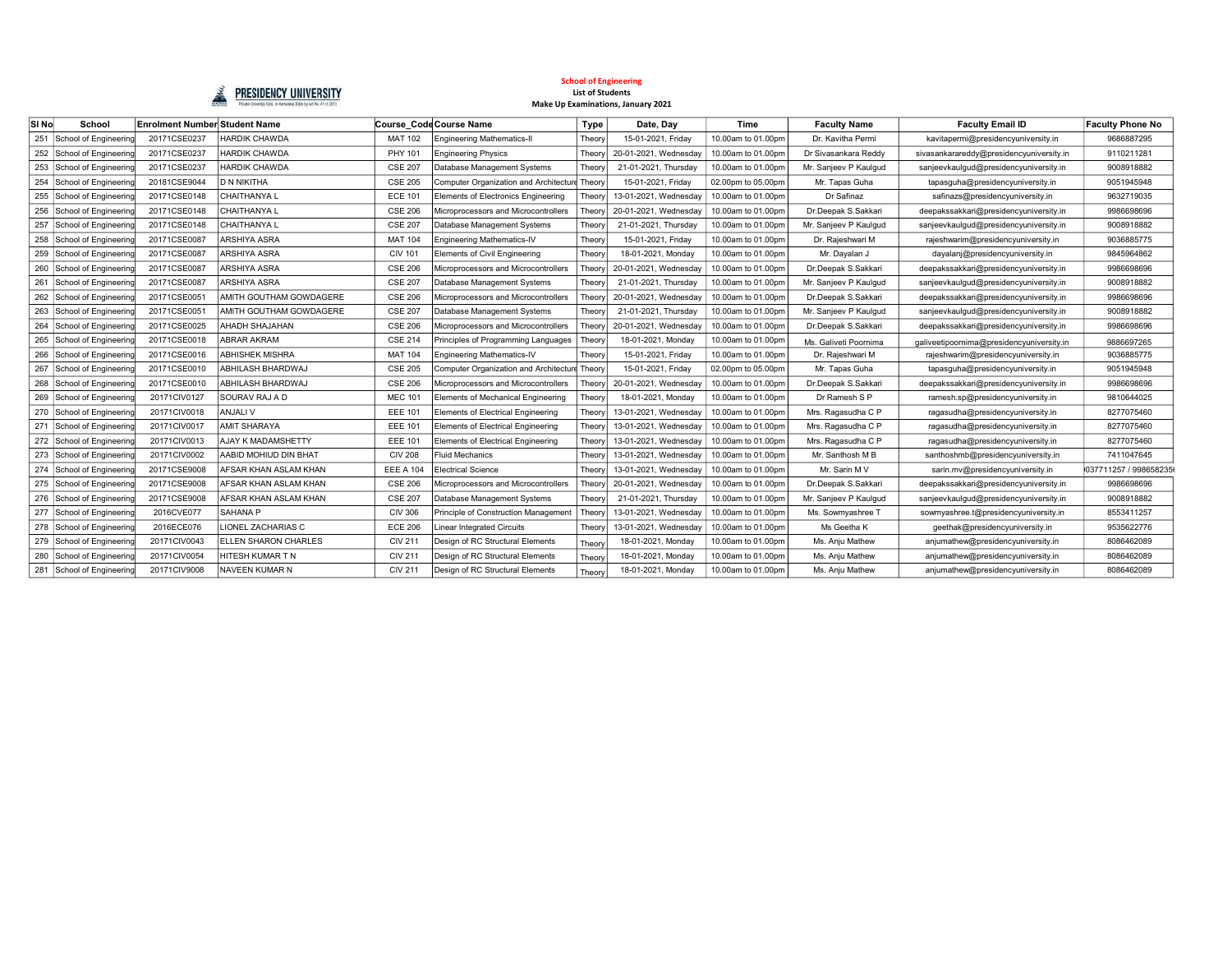PRESIDENCY UNIVERSITY

Private University Estd. in Karnataka State by Act No. 41 of 2013

School of Engineering

List of Students

Make Up Examinations, January 2021

| Sl No | School | Enrolment Number | Student Name | Course_Code | Course Name | Type | Date, Day | Time | Faculty Name | Faculty Email ID | Faculty Phone No |
|---|---|---|---|---|---|---|---|---|---|---|---|
| 251 | School of Engineering | 20171CSE0237 | HARDIK CHAWDA | MAT 102 | Engineering Mathematics-II | Theory | 15-01-2021, Friday | 10.00am to 01.00pm | Dr. Kavitha Permi | kavitapermi@presidencyuniversity.in | 9686887295 |
| 252 | School of Engineering | 20171CSE0237 | HARDIK CHAWDA | PHY 101 | Engineering Physics | Theory | 20-01-2021, Wednesday | 10.00am to 01.00pm | Dr Sivasankara Reddy | sivasankarareddy@presidencyuniversity.in | 9110211281 |
| 253 | School of Engineering | 20171CSE0237 | HARDIK CHAWDA | CSE 207 | Database Management Systems | Theory | 21-01-2021, Thursday | 10.00am to 01.00pm | Mr. Sanjeev P Kaulgud | sanjeevkaulgud@presidencyuniversity.in | 9008918882 |
| 254 | School of Engineering | 20181CSE9044 | D N NIKITHA | CSE 205 | Computer Organization and Architecture | Theory | 15-01-2021, Friday | 02.00pm to 05.00pm | Mr. Tapas Guha | tapasguha@presidencyuniversity.in | 9051945948 |
| 255 | School of Engineering | 20171CSE0148 | CHAITHANYA L | ECE 101 | Elements of Electronics Engineering | Theory | 13-01-2021, Wednesday | 10.00am to 01.00pm | Dr Safinaz | safinazs@presidencyuniversity.in | 9632719035 |
| 256 | School of Engineering | 20171CSE0148 | CHAITHANYA L | CSE 206 | Microprocessors and Microcontrollers | Theory | 20-01-2021, Wednesday | 10.00am to 01.00pm | Dr.Deepak S.Sakkari | deepakssakkari@presidencyuniversity.in | 9986698696 |
| 257 | School of Engineering | 20171CSE0148 | CHAITHANYA L | CSE 207 | Database Management Systems | Theory | 21-01-2021, Thursday | 10.00am to 01.00pm | Mr. Sanjeev P Kaulgud | sanjeevkaulgud@presidencyuniversity.in | 9008918882 |
| 258 | School of Engineering | 20171CSE0087 | ARSHIYA ASRA | MAT 104 | Engineering Mathematics-IV | Theory | 15-01-2021, Friday | 10.00am to 01.00pm | Dr. Rajeshwari M | rajeshwarim@presidencyuniversity.in | 9036885775 |
| 259 | School of Engineering | 20171CSE0087 | ARSHIYA ASRA | CIV 101 | Elements of Civil Engineering | Theory | 18-01-2021, Monday | 10.00am to 01.00pm | Mr. Dayalan J | dayalanj@presidencyuniversity.in | 9845964862 |
| 260 | School of Engineering | 20171CSE0087 | ARSHIYA ASRA | CSE 206 | Microprocessors and Microcontrollers | Theory | 20-01-2021, Wednesday | 10.00am to 01.00pm | Dr.Deepak S.Sakkari | deepakssakkari@presidencyuniversity.in | 9986698696 |
| 261 | School of Engineering | 20171CSE0087 | ARSHIYA ASRA | CSE 207 | Database Management Systems | Theory | 21-01-2021, Thursday | 10.00am to 01.00pm | Mr. Sanjeev P Kaulgud | sanjeevkaulgud@presidencyuniversity.in | 9008918882 |
| 262 | School of Engineering | 20171CSE0051 | AMITH GOUTHAM GOWDAGERE | CSE 206 | Microprocessors and Microcontrollers | Theory | 20-01-2021, Wednesday | 10.00am to 01.00pm | Dr.Deepak S.Sakkari | deepakssakkari@presidencyuniversity.in | 9986698696 |
| 263 | School of Engineering | 20171CSE0051 | AMITH GOUTHAM GOWDAGERE | CSE 207 | Database Management Systems | Theory | 21-01-2021, Thursday | 10.00am to 01.00pm | Mr. Sanjeev P Kaulgud | sanjeevkaulgud@presidencyuniversity.in | 9008918882 |
| 264 | School of Engineering | 20171CSE0025 | AHADH SHAJAHAN | CSE 206 | Microprocessors and Microcontrollers | Theory | 20-01-2021, Wednesday | 10.00am to 01.00pm | Dr.Deepak S.Sakkari | deepakssakkari@presidencyuniversity.in | 9986698696 |
| 265 | School of Engineering | 20171CSE0018 | ABRAR AKRAM | CSE 214 | Principles of Programming Languages | Theory | 18-01-2021, Monday | 10.00am to 01.00pm | Ms. Galiveti Poornima | galiveetipoornima@presidencyuniversity.in | 9886697265 |
| 266 | School of Engineering | 20171CSE0016 | ABHISHEK MISHRA | MAT 104 | Engineering Mathematics-IV | Theory | 15-01-2021, Friday | 10.00am to 01.00pm | Dr. Rajeshwari M | rajeshwarim@presidencyuniversity.in | 9036885775 |
| 267 | School of Engineering | 20171CSE0010 | ABHILASH BHARDWAJ | CSE 205 | Computer Organization and Architecture | Theory | 15-01-2021, Friday | 02.00pm to 05.00pm | Mr. Tapas Guha | tapasguha@presidencyuniversity.in | 9051945948 |
| 268 | School of Engineering | 20171CSE0010 | ABHILASH BHARDWAJ | CSE 206 | Microprocessors and Microcontrollers | Theory | 20-01-2021, Wednesday | 10.00am to 01.00pm | Dr.Deepak S.Sakkari | deepakssakkari@presidencyuniversity.in | 9986698696 |
| 269 | School of Engineering | 20171CIV0127 | SOURAV RAJ A D | MEC 101 | Elements of Mechanical Engineering | Theory | 18-01-2021, Monday | 10.00am to 01.00pm | Dr Ramesh S P | ramesh.sp@presidencyuniversity.in | 9810644025 |
| 270 | School of Engineering | 20171CIV0018 | ANJALI V | EEE 101 | Elements of Electrical Engineering | Theory | 13-01-2021, Wednesday | 10.00am to 01.00pm | Mrs. Ragasudha C P | ragasudha@presidencyuniversity.in | 8277075460 |
| 271 | School of Engineering | 20171CIV0017 | AMIT SHARAYA | EEE 101 | Elements of Electrical Engineering | Theory | 13-01-2021, Wednesday | 10.00am to 01.00pm | Mrs. Ragasudha C P | ragasudha@presidencyuniversity.in | 8277075460 |
| 272 | School of Engineering | 20171CIV0013 | AJAY K MADAMSHETTY | EEE 101 | Elements of Electrical Engineering | Theory | 13-01-2021, Wednesday | 10.00am to 01.00pm | Mrs. Ragasudha C P | ragasudha@presidencyuniversity.in | 8277075460 |
| 273 | School of Engineering | 20171CIV0002 | AABID MOHIUD DIN BHAT | CIV 208 | Fluid Mechanics | Theory | 13-01-2021, Wednesday | 10.00am to 01.00pm | Mr. Santhosh M B | santhoshmb@presidencyuniversity.in | 7411047645 |
| 274 | School of Engineering | 20171CSE9008 | AFSAR KHAN ASLAM KHAN | EEE A 104 | Electrical Science | Theory | 13-01-2021, Wednesday | 10.00am to 01.00pm | Mr. Sarin M V | sarin.mv@presidencyuniversity.in | 9037711257 / 998658235 |
| 275 | School of Engineering | 20171CSE9008 | AFSAR KHAN ASLAM KHAN | CSE 206 | Microprocessors and Microcontrollers | Theory | 20-01-2021, Wednesday | 10.00am to 01.00pm | Dr.Deepak S.Sakkari | deepakssakkari@presidencyuniversity.in | 9986698696 |
| 276 | School of Engineering | 20171CSE9008 | AFSAR KHAN ASLAM KHAN | CSE 207 | Database Management Systems | Theory | 21-01-2021, Thursday | 10.00am to 01.00pm | Mr. Sanjeev P Kaulgud | sanjeevkaulgud@presidencyuniversity.in | 9008918882 |
| 277 | School of Engineering | 2016CVE077 | SAHANA P | CIV 306 | Principle of Construction Management | Theory | 13-01-2021, Wednesday | 10.00am to 01.00pm | Ms. Sowmyashree T | sowmyashree.t@presidencyuniversity.in | 8553411257 |
| 278 | School of Engineering | 2016ECE076 | LIONEL ZACHARIAS C | ECE 206 | Linear Integrated Circuits | Theory | 13-01-2021, Wednesday | 10.00am to 01.00pm | Ms Geetha K | geethak@presidencyuniversity.in | 9535622776 |
| 279 | School of Engineering | 20171CIV0043 | ELLEN SHARON CHARLES | CIV 211 | Design of RC Structural Elements | Theory | 18-01-2021, Monday | 10.00am to 01.00pm | Ms. Anju Mathew | anjumathew@presidencyuniversity.in | 8086462089 |
| 280 | School of Engineering | 20171CIV0054 | HITESH KUMAR T N | CIV 211 | Design of RC Structural Elements | Theory | 18-01-2021, Monday | 10.00am to 01.00pm | Ms. Anju Mathew | anjumathew@presidencyuniversity.in | 8086462089 |
| 281 | School of Engineering | 20171CIV9008 | NAVEEN KUMAR N | CIV 211 | Design of RC Structural Elements | Theory | 18-01-2021, Monday | 10.00am to 01.00pm | Ms. Anju Mathew | anjumathew@presidencyuniversity.in | 8086462089 |